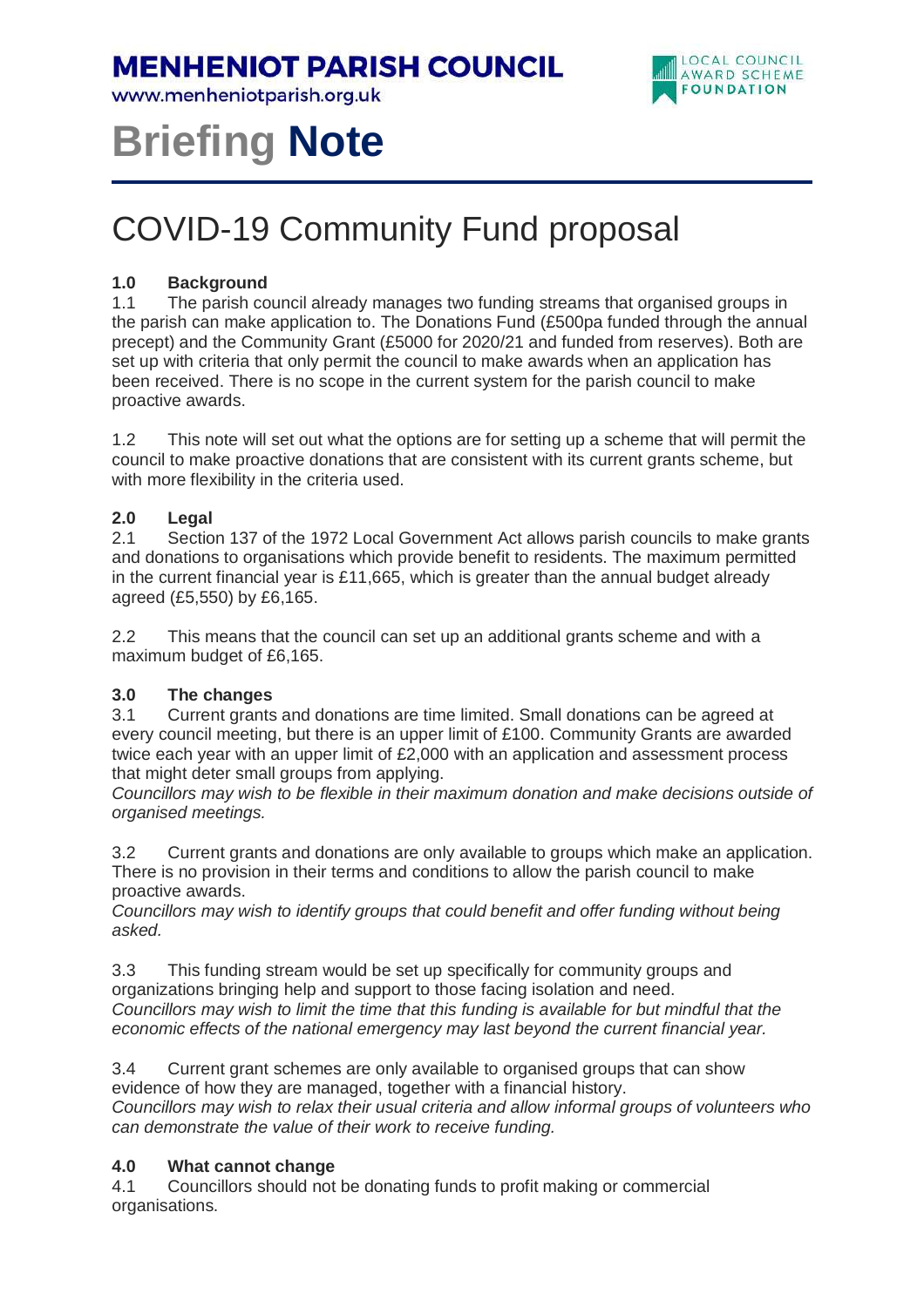# MENHENIOT PARISH COUNCIL

www.menheniotparish.org.uk

LOCAL COUNCIL AWARD SCHEME FOUNDATION

# Briefing **Note**

## COVID-19 Community Fund proposal

### 1.0 Background

1.1 The parish council already manages two funding streams that organised groups in the parish can make application to. The Donations Fund (£500pa funded through the annual precept) and the Community Grant (£5000 for 2020/21 and funded from reserves). Both are set up with criteria that only permit the council to make awards when an application has been received. There is no scope in the current system for the parish council to make proactive awards.

1.2 This note will set out what the options are for setting up a scheme that will permit the council to make proactive donations that are consistent with its current grants scheme, but with more flexibility in the criteria used.

### 2.0 Legal

2.1 Section 137 of the 1972 Local Government Act allows parish councils to make grants and donations to organisations which provide benefit to residents. The maximum permitted in the current financial year is £11,665, which is greater than the annual budget already agreed (£5,550) by £6,165.

2.2 This means that the council can set up an additional grants scheme and with a maximum budget of £6,165.

### 3.0 The changes

3.1 Current grants and donations are time limited. Small donations can be agreed at every council meeting, but there is an upper limit of £100. Community Grants are awarded twice each year with an upper limit of £2,000 with an application and assessment process that might deter small groups from applying.
*Councillors may wish to be flexible in their maximum donation and make decisions outside of organised meetings.*

3.2 Current grants and donations are only available to groups which make an application. There is no provision in their terms and conditions to allow the parish council to make proactive awards.
*Councillors may wish to identify groups that could benefit and offer funding without being asked.*

3.3 This funding stream would be set up specifically for community groups and organizations bringing help and support to those facing isolation and need.
*Councillors may wish to limit the time that this funding is available for but mindful that the economic effects of the national emergency may last beyond the current financial year.*

3.4 Current grant schemes are only available to organised groups that can show evidence of how they are managed, together with a financial history.
*Councillors may wish to relax their usual criteria and allow informal groups of volunteers who can demonstrate the value of their work to receive funding.*

### 4.0 What cannot change

4.1 Councillors should not be donating funds to profit making or commercial organisations.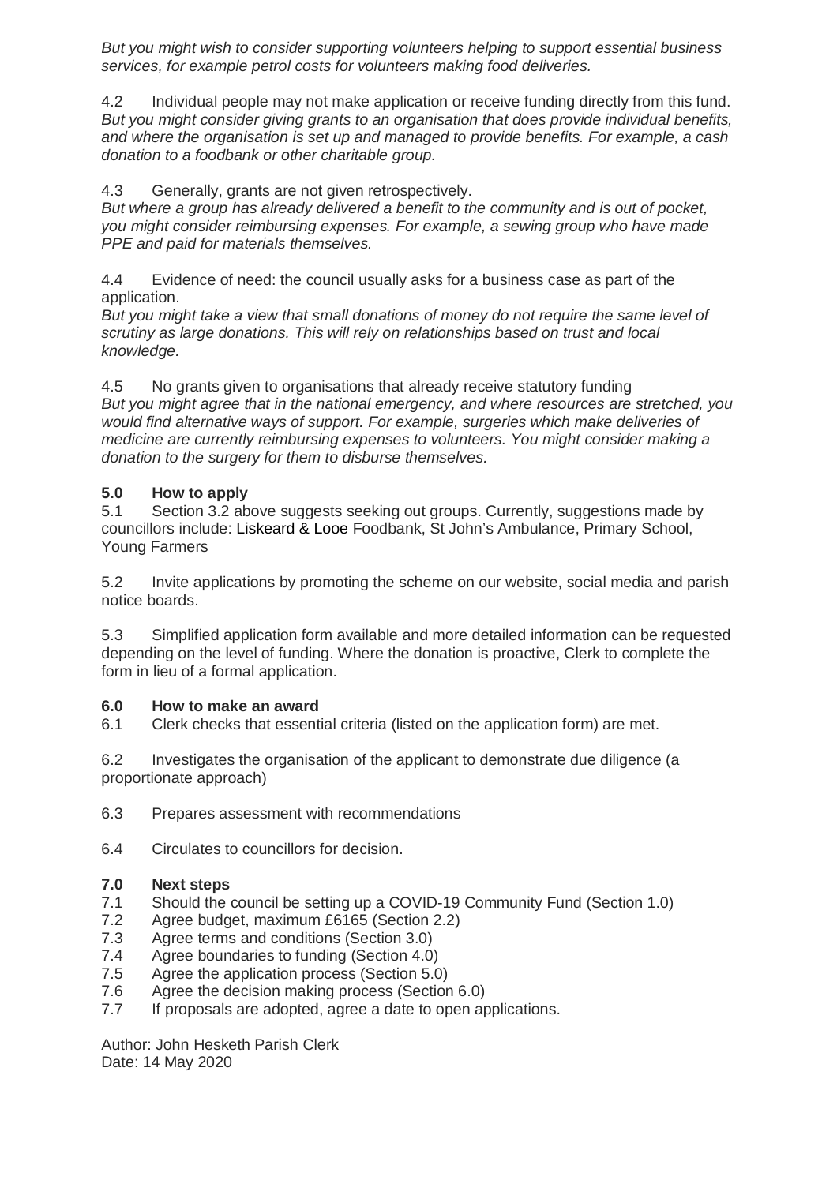*But you might wish to consider supporting volunteers helping to support essential business services, for example petrol costs for volunteers making food deliveries.*

4.2 Individual people may not make application or receive funding directly from this fund. *But you might consider giving grants to an organisation that does provide individual benefits, and where the organisation is set up and managed to provide benefits. For example, a cash donation to a foodbank or other charitable group.*

4.3 Generally, grants are not given retrospectively.
*But where a group has already delivered a benefit to the community and is out of pocket, you might consider reimbursing expenses. For example, a sewing group who have made PPE and paid for materials themselves.*

4.4 Evidence of need: the council usually asks for a business case as part of the application.
*But you might take a view that small donations of money do not require the same level of scrutiny as large donations. This will rely on relationships based on trust and local knowledge.*

4.5 No grants given to organisations that already receive statutory funding
*But you might agree that in the national emergency, and where resources are stretched, you would find alternative ways of support. For example, surgeries which make deliveries of medicine are currently reimbursing expenses to volunteers. You might consider making a donation to the surgery for them to disburse themselves.*

**5.0 How to apply**

5.1 Section 3.2 above suggests seeking out groups. Currently, suggestions made by councillors include: Liskeard & Looe Foodbank, St John's Ambulance, Primary School, Young Farmers

5.2 Invite applications by promoting the scheme on our website, social media and parish notice boards.

5.3 Simplified application form available and more detailed information can be requested depending on the level of funding. Where the donation is proactive, Clerk to complete the form in lieu of a formal application.

**6.0 How to make an award**

6.1 Clerk checks that essential criteria (listed on the application form) are met.

6.2 Investigates the organisation of the applicant to demonstrate due diligence (a proportionate approach)

6.3 Prepares assessment with recommendations

6.4 Circulates to councillors for decision.

**7.0 Next steps**

7.1 Should the council be setting up a COVID-19 Community Fund (Section 1.0)
7.2 Agree budget, maximum £6165 (Section 2.2)
7.3 Agree terms and conditions (Section 3.0)
7.4 Agree boundaries to funding (Section 4.0)
7.5 Agree the application process (Section 5.0)
7.6 Agree the decision making process (Section 6.0)
7.7 If proposals are adopted, agree a date to open applications.

Author: John Hesketh Parish Clerk
Date: 14 May 2020